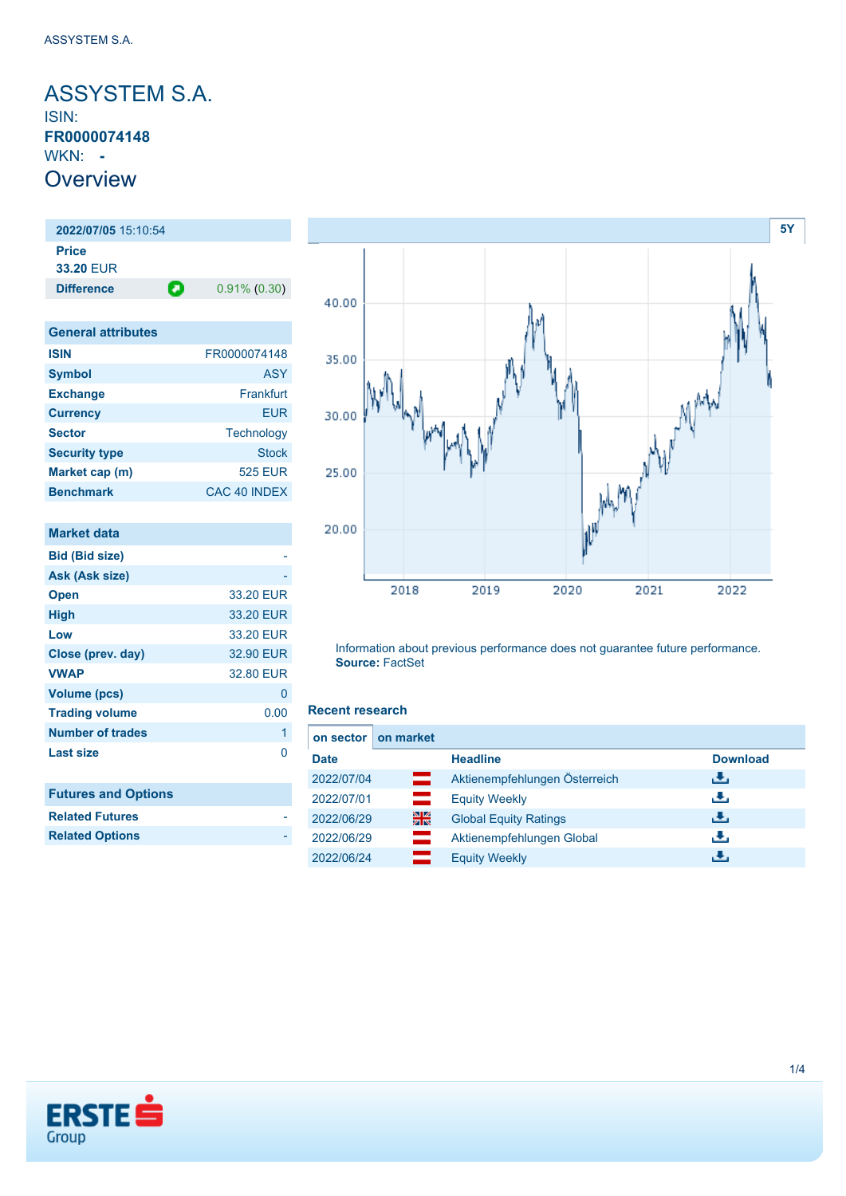# ASSYSTEM S.A.

ISIN:
**FR0000074148**
WKN: **-**

## Overview

| **2022/07/05** 15:10:54 | |
|---|---|
| **Price** | |
| **33.20** EUR | |
| **Difference** | 0.91% (0.30) |

5Y

Information about previous performance does not guarantee future performance.
**Source:** FactSet

| General attributes | |
|---|---|
| **ISIN** | FR0000074148 |
| **Symbol** | ASY |
| **Exchange** | Frankfurt |
| **Currency** | EUR |
| **Sector** | Technology |
| **Security type** | Stock |
| **Market cap (m)** | 525 EUR |
| **Benchmark** | CAC 40 INDEX |

| Market data | |
|---|---|
| **Bid (Bid size)** | - |
| **Ask (Ask size)** | - |
| **Open** | 33.20 EUR |
| **High** | 33.20 EUR |
| **Low** | 33.20 EUR |
| **Close (prev. day)** | 32.90 EUR |
| **VWAP** | 32.80 EUR |
| **Volume (pcs)** | 0 |
| **Trading volume** | 0.00 |
| **Number of trades** | 1 |
| **Last size** | 0 |

| Futures and Options | |
|---|---|
| **Related Futures** | - |
| **Related Options** | - |

### Recent research

**on sector** | **on market**

| Date | Headline | Download |
|---|---|---|
| 2022/07/04 | Aktienempfehlungen Österreich | |
| 2022/07/01 | Equity Weekly | |
| 2022/06/29 | Global Equity Ratings | |
| 2022/06/29 | Aktienempfehlungen Global | |
| 2022/06/24 | Equity Weekly | |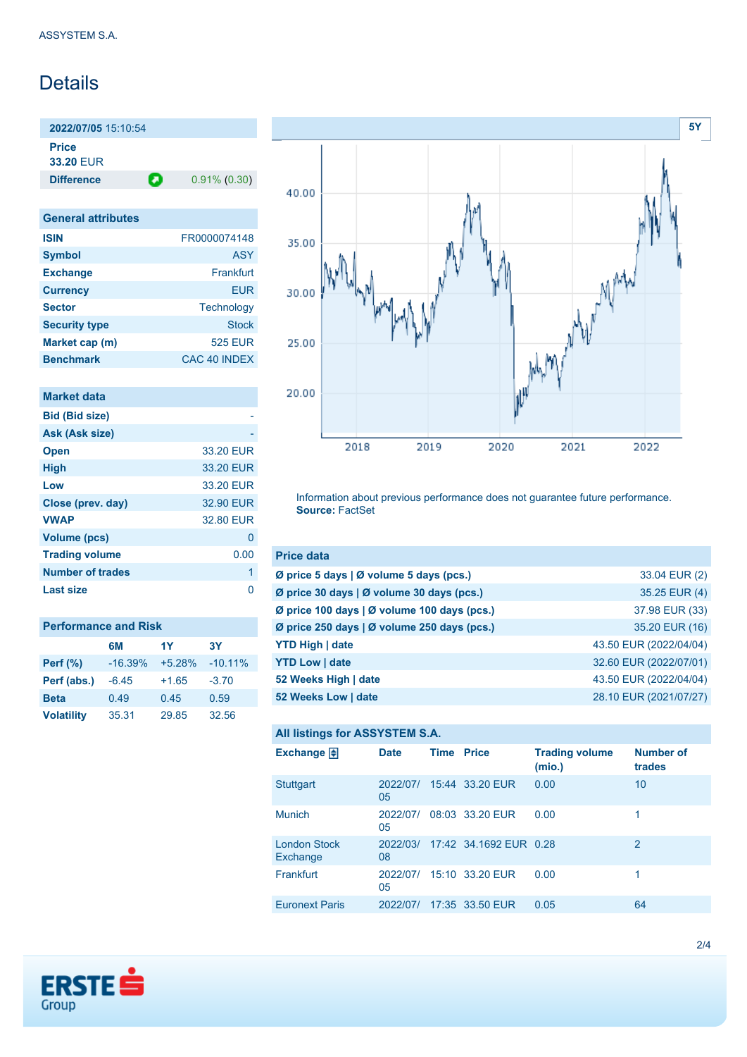ASSYSTEM S.A.

# Details

| 2022/07/05 15:10:54 | |
|---|---|
| **Price** | |
| **33.20** EUR | |
| **Difference** | 0.91% (0.30) |

## General attributes

| | |
|---|---|
| **ISIN** | FR0000074148 |
| **Symbol** | ASY |
| **Exchange** | Frankfurt |
| **Currency** | EUR |
| **Sector** | Technology |
| **Security type** | Stock |
| **Market cap (m)** | 525 EUR |
| **Benchmark** | CAC 40 INDEX |

## Market data

| | |
|---|---|
| **Bid (Bid size)** | - |
| **Ask (Ask size)** | - |
| **Open** | 33.20 EUR |
| **High** | 33.20 EUR |
| **Low** | 33.20 EUR |
| **Close (prev. day)** | 32.90 EUR |
| **VWAP** | 32.80 EUR |
| **Volume (pcs)** | 0 |
| **Trading volume** | 0.00 |
| **Number of trades** | 1 |
| **Last size** | 0 |

## Performance and Risk

| | 6M | 1Y | 3Y |
|---|---|---|---|
| **Perf (%)** | -16.39% | +5.28% | -10.11% |
| **Perf (abs.)** | -6.45 | +1.65 | -3.70 |
| **Beta** | 0.49 | 0.45 | 0.59 |
| **Volatility** | 35.31 | 29.85 | 32.56 |

5Y

Information about previous performance does not guarantee future performance.
**Source:** FactSet

## Price data

| | |
|---|---|
| **Ø price 5 days \| Ø volume 5 days (pcs.)** | 33.04 EUR (2) |
| **Ø price 30 days \| Ø volume 30 days (pcs.)** | 35.25 EUR (4) |
| **Ø price 100 days \| Ø volume 100 days (pcs.)** | 37.98 EUR (33) |
| **Ø price 250 days \| Ø volume 250 days (pcs.)** | 35.20 EUR (16) |
| **YTD High \| date** | 43.50 EUR (2022/04/04) |
| **YTD Low \| date** | 32.60 EUR (2022/07/01) |
| **52 Weeks High \| date** | 43.50 EUR (2022/04/04) |
| **52 Weeks Low \| date** | 28.10 EUR (2021/07/27) |

## All listings for ASSYSTEM S.A.

| Exchange | Date | Time | Price | Trading volume (mio.) | Number of trades |
|---|---|---|---|---|---|
| Stuttgart | 2022/07/05 | 15:44 | 33.20 EUR | 0.00 | 10 |
| Munich | 2022/07/05 | 08:03 | 33.20 EUR | 0.00 | 1 |
| London Stock Exchange | 2022/03/08 | 17:42 | 34.1692 EUR | 0.28 | 2 |
| Frankfurt | 2022/07/05 | 15:10 | 33.20 EUR | 0.00 | 1 |
| Euronext Paris | 2022/07/ | 17:35 | 33.50 EUR | 0.05 | 64 |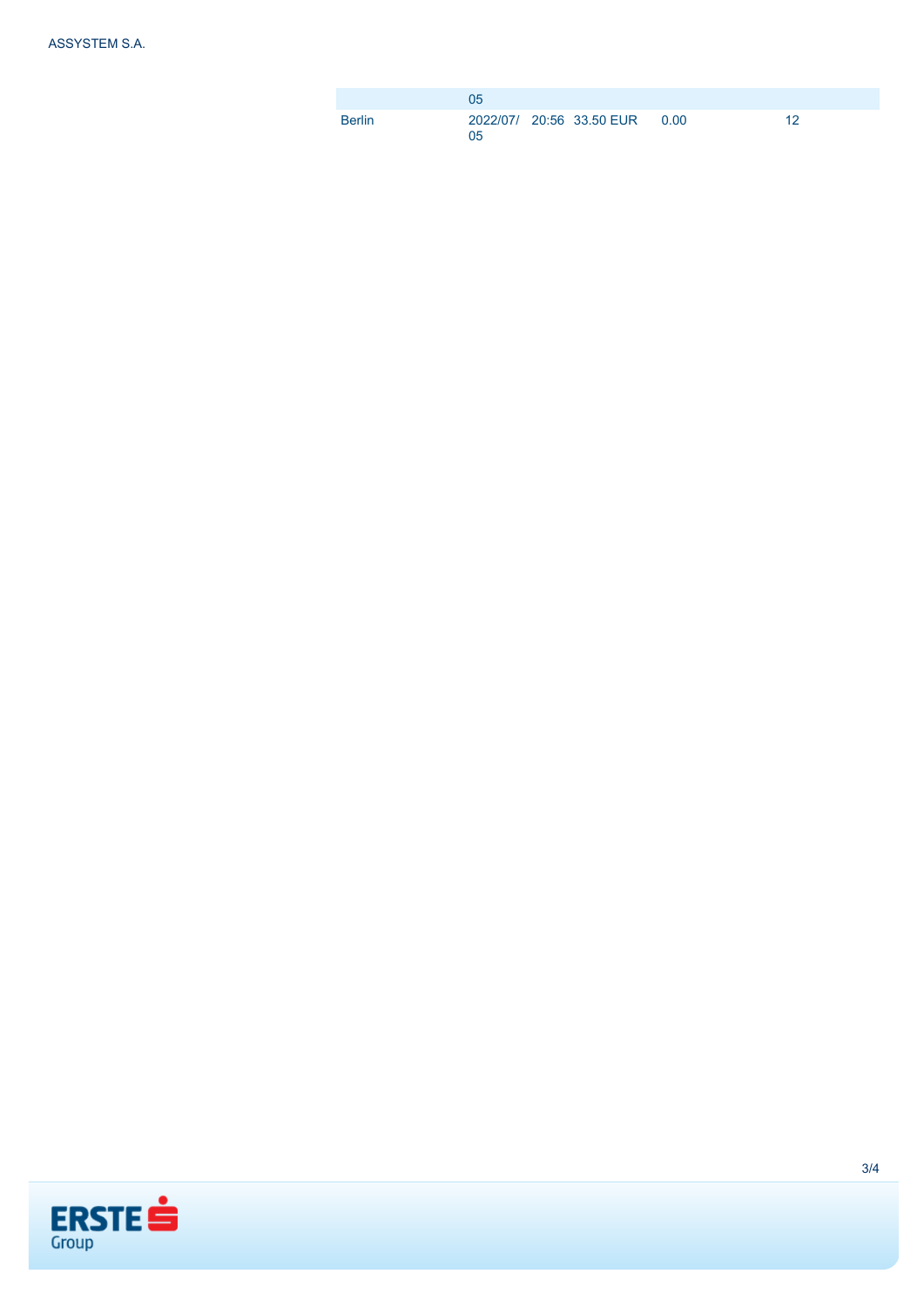| | | | | | |
|---|---|---|---|---|---|
| | 05 | | | | |
| Berlin | 2022/07/05 | 20:56 | 33.50 EUR | 0.00 | 12 |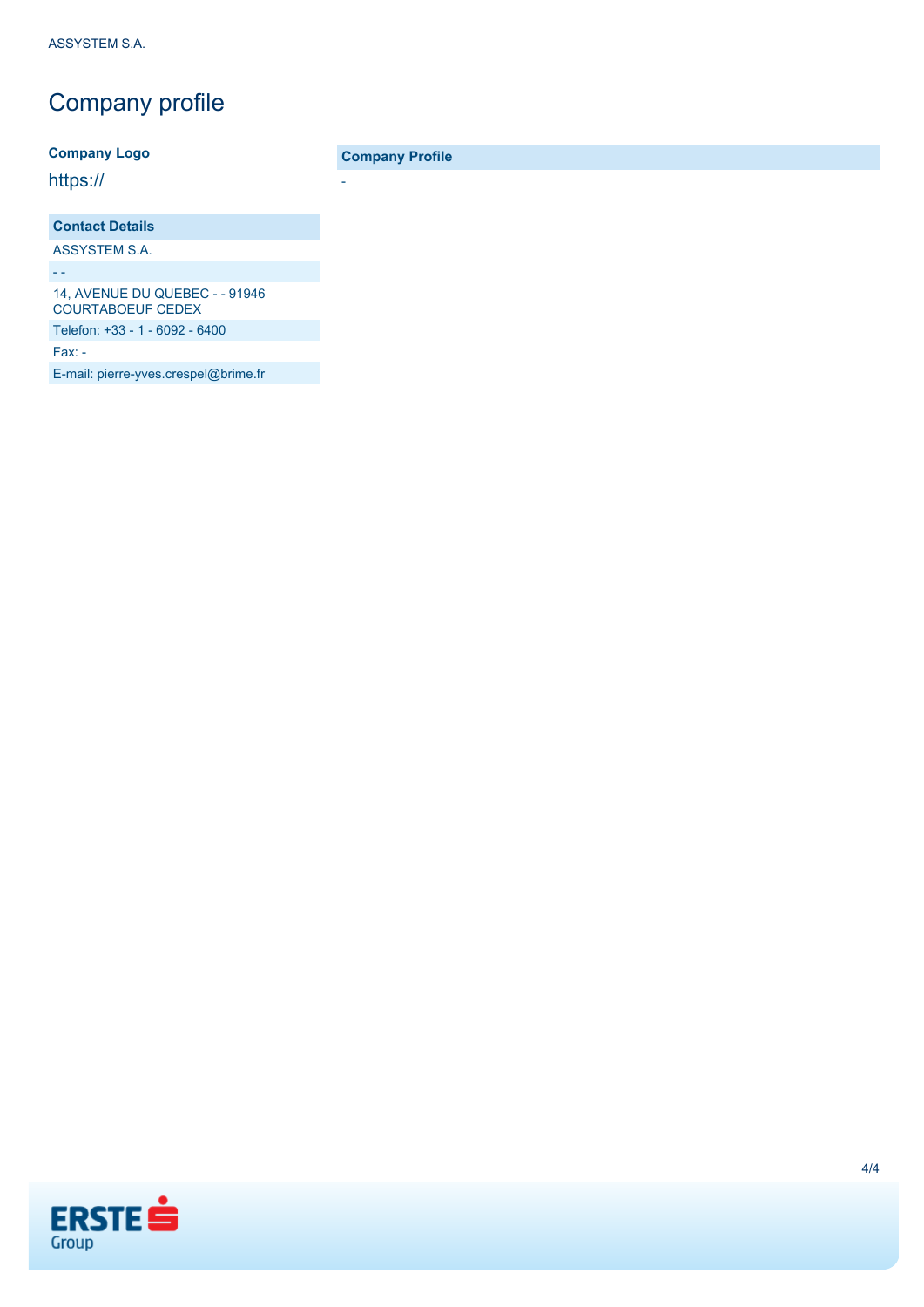# Company profile

**Company Logo**

https://

| Contact Details |
| --- |
| ASSYSTEM S.A. |
| - - |
| 14, AVENUE DU QUEBEC - - 91946 COURTABOEUF CEDEX |
| Telefon: +33 - 1 - 6092 - 6400 |
| Fax: - |
| E-mail: pierre-yves.crespel@brime.fr |

**Company Profile**

-